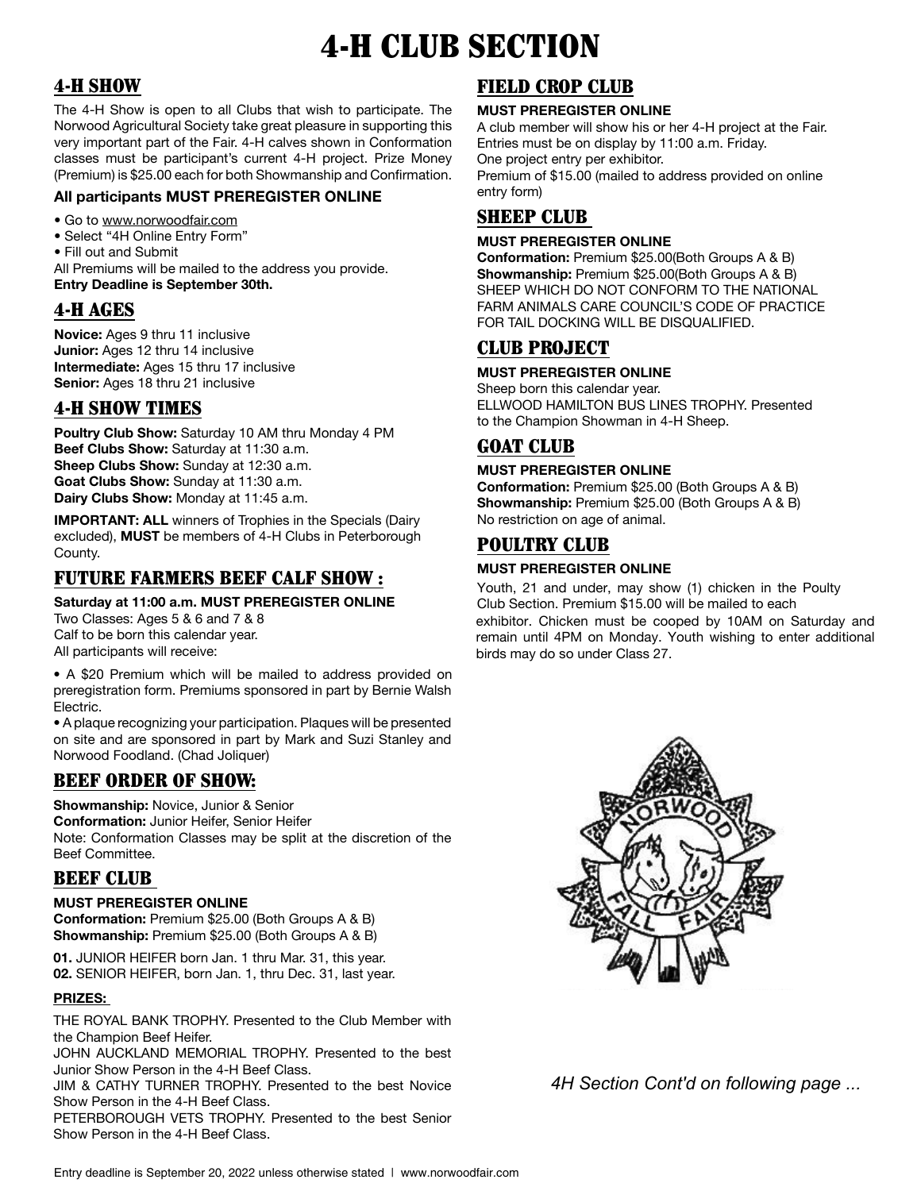# 4-H CLUB SECTION

## 4-H SHOW

The 4-H Show is open to all Clubs that wish to participate. The Norwood Agricultural Society take great pleasure in supporting this very important part of the Fair. 4-H calves shown in Conformation classes must be participant's current 4-H project. Prize Money (Premium) is $25.00 each for both Showmanship and Confirmation.

**All participants MUST PREREGISTER ONLINE**

- Go to www.norwoodfair.com
- Select "4H Online Entry Form"
- Fill out and Submit

All Premiums will be mailed to the address you provide.
**Entry Deadline is September 30th.**

## 4-H AGES

**Novice:** Ages 9 thru 11 inclusive
**Junior:** Ages 12 thru 14 inclusive
**Intermediate:** Ages 15 thru 17 inclusive
**Senior:** Ages 18 thru 21 inclusive

## 4-H SHOW TIMES

**Poultry Club Show:** Saturday 10 AM thru Monday 4 PM
**Beef Clubs Show:** Saturday at 11:30 a.m.
**Sheep Clubs Show:** Sunday at 12:30 a.m.
**Goat Clubs Show:** Sunday at 11:30 a.m.
**Dairy Clubs Show:** Monday at 11:45 a.m.

**IMPORTANT: ALL** winners of Trophies in the Specials (Dairy excluded), **MUST** be members of 4-H Clubs in Peterborough County.

## FUTURE FARMERS BEEF CALF SHOW :

**Saturday at 11:00 a.m. MUST PREREGISTER ONLINE**
Two Classes: Ages 5 & 6 and 7 & 8
Calf to be born this calendar year.
All participants will receive:

- A $20 Premium which will be mailed to address provided on preregistration form. Premiums sponsored in part by Bernie Walsh Electric.
- A plaque recognizing your participation. Plaques will be presented on site and are sponsored in part by Mark and Suzi Stanley and Norwood Foodland. (Chad Joliquer)

## BEEF ORDER OF SHOW:

**Showmanship:** Novice, Junior & Senior
**Conformation:** Junior Heifer, Senior Heifer
Note: Conformation Classes may be split at the discretion of the Beef Committee.

## BEEF CLUB

**MUST PREREGISTER ONLINE**
**Conformation:** Premium $25.00 (Both Groups A & B)
**Showmanship:** Premium $25.00 (Both Groups A & B)

**01.** JUNIOR HEIFER born Jan. 1 thru Mar. 31, this year.
**02.** SENIOR HEIFER, born Jan. 1, thru Dec. 31, last year.

**PRIZES:**

THE ROYAL BANK TROPHY. Presented to the Club Member with the Champion Beef Heifer.
JOHN AUCKLAND MEMORIAL TROPHY. Presented to the best Junior Show Person in the 4-H Beef Class.
JIM & CATHY TURNER TROPHY. Presented to the best Novice Show Person in the 4-H Beef Class.
PETERBOROUGH VETS TROPHY. Presented to the best Senior Show Person in the 4-H Beef Class.

## FIELD CROP CLUB

**MUST PREREGISTER ONLINE**
A club member will show his or her 4-H project at the Fair.
Entries must be on display by 11:00 a.m. Friday.
One project entry per exhibitor.
Premium of $15.00 (mailed to address provided on online entry form)

## SHEEP CLUB

**MUST PREREGISTER ONLINE**
**Conformation:** Premium $25.00(Both Groups A & B)
**Showmanship:** Premium $25.00(Both Groups A & B)
SHEEP WHICH DO NOT CONFORM TO THE NATIONAL FARM ANIMALS CARE COUNCIL'S CODE OF PRACTICE FOR TAIL DOCKING WILL BE DISQUALIFIED.

## CLUB PROJECT

**MUST PREREGISTER ONLINE**
Sheep born this calendar year.
ELLWOOD HAMILTON BUS LINES TROPHY. Presented to the Champion Showman in 4-H Sheep.

## GOAT CLUB

**MUST PREREGISTER ONLINE**
**Conformation:** Premium $25.00 (Both Groups A & B)
**Showmanship:** Premium $25.00 (Both Groups A & B)
No restriction on age of animal.

## POULTRY CLUB

**MUST PREREGISTER ONLINE**
Youth, 21 and under, may show (1) chicken in the Poulty Club Section. Premium $15.00 will be mailed to each exhibitor. Chicken must be cooped by 10AM on Saturday and remain until 4PM on Monday. Youth wishing to enter additional birds may do so under Class 27.

*4H Section Cont'd on following page ...*

Entry deadline is September 20, 2022 unless otherwise stated | www.norwoodfair.com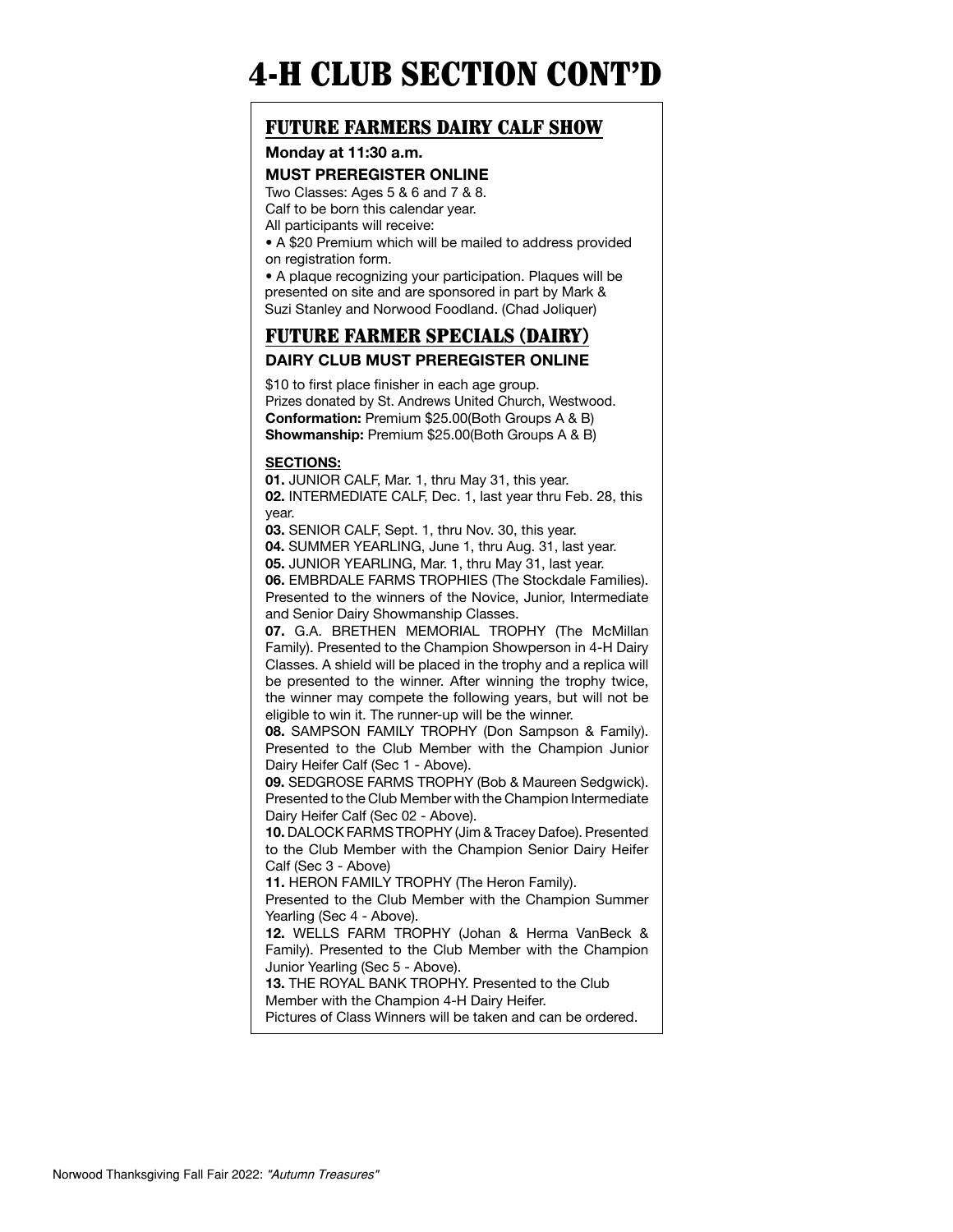# 4-H CLUB SECTION CONT'D

## FUTURE FARMERS DAIRY CALF SHOW

**Monday at 11:30 a.m.**

**MUST PREREGISTER ONLINE**

Two Classes: Ages 5 & 6 and 7 & 8.
Calf to be born this calendar year.
All participants will receive:

- A $20 Premium which will be mailed to address provided on registration form.
- A plaque recognizing your participation. Plaques will be presented on site and are sponsored in part by Mark & Suzi Stanley and Norwood Foodland. (Chad Joliquer)

## FUTURE FARMER SPECIALS (DAIRY)

**DAIRY CLUB MUST PREREGISTER ONLINE**

$10 to first place finisher in each age group.
Prizes donated by St. Andrews United Church, Westwood.
**Conformation:** Premium $25.00(Both Groups A & B)
**Showmanship:** Premium $25.00(Both Groups A & B)

**SECTIONS:**

**01.** JUNIOR CALF, Mar. 1, thru May 31, this year.
**02.** INTERMEDIATE CALF, Dec. 1, last year thru Feb. 28, this year.
**03.** SENIOR CALF, Sept. 1, thru Nov. 30, this year.
**04.** SUMMER YEARLING, June 1, thru Aug. 31, last year.
**05.** JUNIOR YEARLING, Mar. 1, thru May 31, last year.
**06.** EMBRDALE FARMS TROPHIES (The Stockdale Families). Presented to the winners of the Novice, Junior, Intermediate and Senior Dairy Showmanship Classes.
**07.** G.A. BRETHEN MEMORIAL TROPHY (The McMillan Family). Presented to the Champion Showperson in 4-H Dairy Classes. A shield will be placed in the trophy and a replica will be presented to the winner. After winning the trophy twice, the winner may compete the following years, but will not be eligible to win it. The runner-up will be the winner.
**08.** SAMPSON FAMILY TROPHY (Don Sampson & Family). Presented to the Club Member with the Champion Junior Dairy Heifer Calf (Sec 1 - Above).
**09.** SEDGROSE FARMS TROPHY (Bob & Maureen Sedgwick). Presented to the Club Member with the Champion Intermediate Dairy Heifer Calf (Sec 02 - Above).
**10.** DALOCK FARMS TROPHY (Jim & Tracey Dafoe). Presented to the Club Member with the Champion Senior Dairy Heifer Calf (Sec 3 - Above)
**11.** HERON FAMILY TROPHY (The Heron Family).
Presented to the Club Member with the Champion Summer Yearling (Sec 4 - Above).
**12.** WELLS FARM TROPHY (Johan & Herma VanBeck & Family). Presented to the Club Member with the Champion Junior Yearling (Sec 5 - Above).
**13.** THE ROYAL BANK TROPHY. Presented to the Club Member with the Champion 4-H Dairy Heifer.
Pictures of Class Winners will be taken and can be ordered.